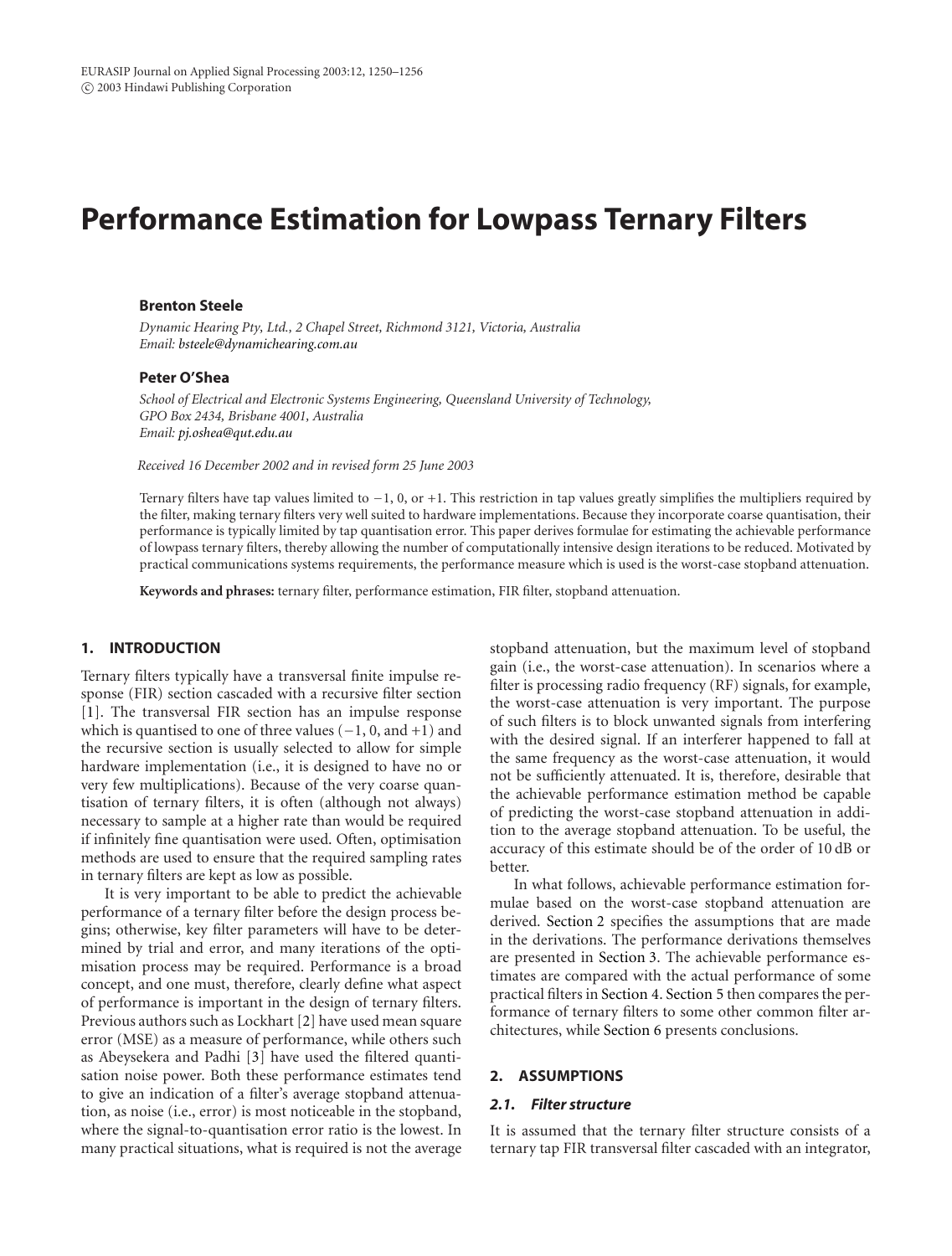# Performance Estimation for Lowpass Ternary Filters

**Brenton Steele**

*Dynamic Hearing Pty, Ltd., 2 Chapel Street, Richmond 3121, Victoria, Australia*
*Email: bsteele@dynamichearing.com.au*

**Peter O'Shea**

*School of Electrical and Electronic Systems Engineering, Queensland University of Technology, GPO Box 2434, Brisbane 4001, Australia*
*Email: pj.oshea@qut.edu.au*

*Received 16 December 2002 and in revised form 25 June 2003*

Ternary filters have tap values limited to −1, 0, or +1. This restriction in tap values greatly simplifies the multipliers required by the filter, making ternary filters very well suited to hardware implementations. Because they incorporate coarse quantisation, their performance is typically limited by tap quantisation error. This paper derives formulae for estimating the achievable performance of lowpass ternary filters, thereby allowing the number of computationally intensive design iterations to be reduced. Motivated by practical communications systems requirements, the performance measure which is used is the worst-case stopband attenuation.

**Keywords and phrases:** ternary filter, performance estimation, FIR filter, stopband attenuation.

## 1. INTRODUCTION

Ternary filters typically have a transversal finite impulse response (FIR) section cascaded with a recursive filter section [1]. The transversal FIR section has an impulse response which is quantised to one of three values (−1, 0, and +1) and the recursive section is usually selected to allow for simple hardware implementation (i.e., it is designed to have no or very few multiplications). Because of the very coarse quantisation of ternary filters, it is often (although not always) necessary to sample at a higher rate than would be required if infinitely fine quantisation were used. Often, optimisation methods are used to ensure that the required sampling rates in ternary filters are kept as low as possible.

It is very important to be able to predict the achievable performance of a ternary filter before the design process begins; otherwise, key filter parameters will have to be determined by trial and error, and many iterations of the optimisation process may be required. Performance is a broad concept, and one must, therefore, clearly define what aspect of performance is important in the design of ternary filters. Previous authors such as Lockhart [2] have used mean square error (MSE) as a measure of performance, while others such as Abeysekera and Padhi [3] have used the filtered quantisation noise power. Both these performance estimates tend to give an indication of a filter's average stopband attenuation, as noise (i.e., error) is most noticeable in the stopband, where the signal-to-quantisation error ratio is the lowest. In many practical situations, what is required is not the average stopband attenuation, but the maximum level of stopband gain (i.e., the worst-case attenuation). In scenarios where a filter is processing radio frequency (RF) signals, for example, the worst-case attenuation is very important. The purpose of such filters is to block unwanted signals from interfering with the desired signal. If an interferer happened to fall at the same frequency as the worst-case attenuation, it would not be sufficiently attenuated. It is, therefore, desirable that the achievable performance estimation method be capable of predicting the worst-case stopband attenuation in addition to the average stopband attenuation. To be useful, the accuracy of this estimate should be of the order of 10 dB or better.

In what follows, achievable performance estimation formulae based on the worst-case stopband attenuation are derived. Section 2 specifies the assumptions that are made in the derivations. The performance derivations themselves are presented in Section 3. The achievable performance estimates are compared with the actual performance of some practical filters in Section 4. Section 5 then compares the performance of ternary filters to some other common filter architectures, while Section 6 presents conclusions.

## 2. ASSUMPTIONS

### 2.1. Filter structure

It is assumed that the ternary filter structure consists of a ternary tap FIR transversal filter cascaded with an integrator,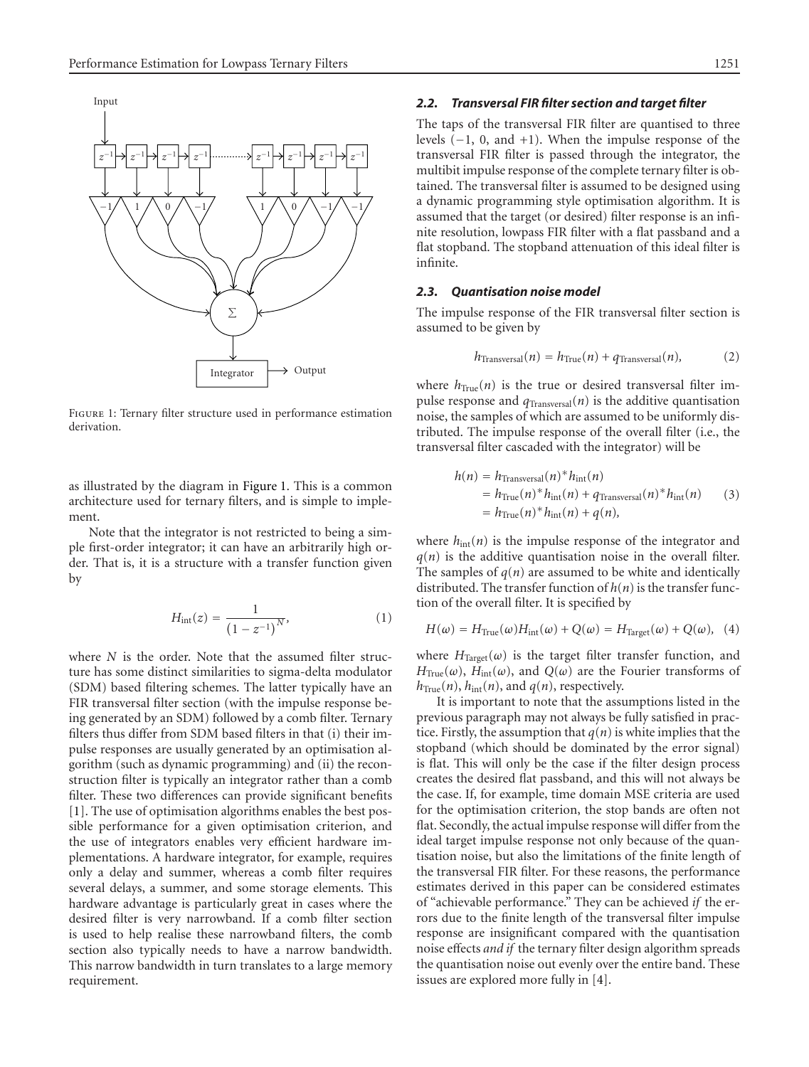FIGURE 1: Ternary filter structure used in performance estimation derivation.

as illustrated by the diagram in Figure 1. This is a common architecture used for ternary filters, and is simple to implement.

Note that the integrator is not restricted to being a simple first-order integrator; it can have an arbitrarily high order. That is, it is a structure with a transfer function given by

$$H_{\text{int}}(z) = \frac{1}{\left(1 - z^{-1}\right)^{N}}, \tag{1}$$

where $N$ is the order. Note that the assumed filter structure has some distinct similarities to sigma-delta modulator (SDM) based filtering schemes. The latter typically have an FIR transversal filter section (with the impulse response being generated by an SDM) followed by a comb filter. Ternary filters thus differ from SDM based filters in that (i) their impulse responses are usually generated by an optimisation algorithm (such as dynamic programming) and (ii) the reconstruction filter is typically an integrator rather than a comb filter. These two differences can provide significant benefits [1]. The use of optimisation algorithms enables the best possible performance for a given optimisation criterion, and the use of integrators enables very efficient hardware implementations. A hardware integrator, for example, requires only a delay and summer, whereas a comb filter requires several delays, a summer, and some storage elements. This hardware advantage is particularly great in cases where the desired filter is very narrowband. If a comb filter section is used to help realise these narrowband filters, the comb section also typically needs to have a narrow bandwidth. This narrow bandwidth in turn translates to a large memory requirement.

### *2.2. Transversal FIR filter section and target filter*

The taps of the transversal FIR filter are quantised to three levels ($-1$, 0, and $+1$). When the impulse response of the transversal FIR filter is passed through the integrator, the multibit impulse response of the complete ternary filter is obtained. The transversal filter is assumed to be designed using a dynamic programming style optimisation algorithm. It is assumed that the target (or desired) filter response is an infinite resolution, lowpass FIR filter with a flat passband and a flat stopband. The stopband attenuation of this ideal filter is infinite.

### *2.3. Quantisation noise model*

The impulse response of the FIR transversal filter section is assumed to be given by

$$h_{\text{Transversal}}(n) = h_{\text{True}}(n) + q_{\text{Transversal}}(n), \tag{2}$$

where $h_{\text{True}}(n)$ is the true or desired transversal filter impulse response and $q_{\text{Transversal}}(n)$ is the additive quantisation noise, the samples of which are assumed to be uniformly distributed. The impulse response of the overall filter (i.e., the transversal filter cascaded with the integrator) will be

$$\begin{aligned} h(n) &= h_{\text{Transversal}}(n)^{*} h_{\text{int}}(n) \\ &= h_{\text{True}}(n)^{*} h_{\text{int}}(n) + q_{\text{Transversal}}(n)^{*} h_{\text{int}}(n) \\ &= h_{\text{True}}(n)^{*} h_{\text{int}}(n) + q(n), \end{aligned} \tag{3}$$

where $h_{\text{int}}(n)$ is the impulse response of the integrator and $q(n)$ is the additive quantisation noise in the overall filter. The samples of $q(n)$ are assumed to be white and identically distributed. The transfer function of $h(n)$ is the transfer function of the overall filter. It is specified by

$$H(\omega) = H_{\text{True}}(\omega) H_{\text{int}}(\omega) + Q(\omega) = H_{\text{Target}}(\omega) + Q(\omega), \tag{4}$$

where $H_{\text{Target}}(\omega)$ is the target filter transfer function, and $H_{\text{True}}(\omega)$, $H_{\text{int}}(\omega)$, and $Q(\omega)$ are the Fourier transforms of $h_{\text{True}}(n)$, $h_{\text{int}}(n)$, and $q(n)$, respectively.

It is important to note that the assumptions listed in the previous paragraph may not always be fully satisfied in practice. Firstly, the assumption that $q(n)$ is white implies that the stopband (which should be dominated by the error signal) is flat. This will only be the case if the filter design process creates the desired flat passband, and this will not always be the case. If, for example, time domain MSE criteria are used for the optimisation criterion, the stop bands are often not flat. Secondly, the actual impulse response will differ from the ideal target impulse response not only because of the quantisation noise, but also the limitations of the finite length of the transversal FIR filter. For these reasons, the performance estimates derived in this paper can be considered estimates of "achievable performance." They can be achieved *if* the errors due to the finite length of the transversal filter impulse response are insignificant compared with the quantisation noise effects *and if* the ternary filter design algorithm spreads the quantisation noise out evenly over the entire band. These issues are explored more fully in [4].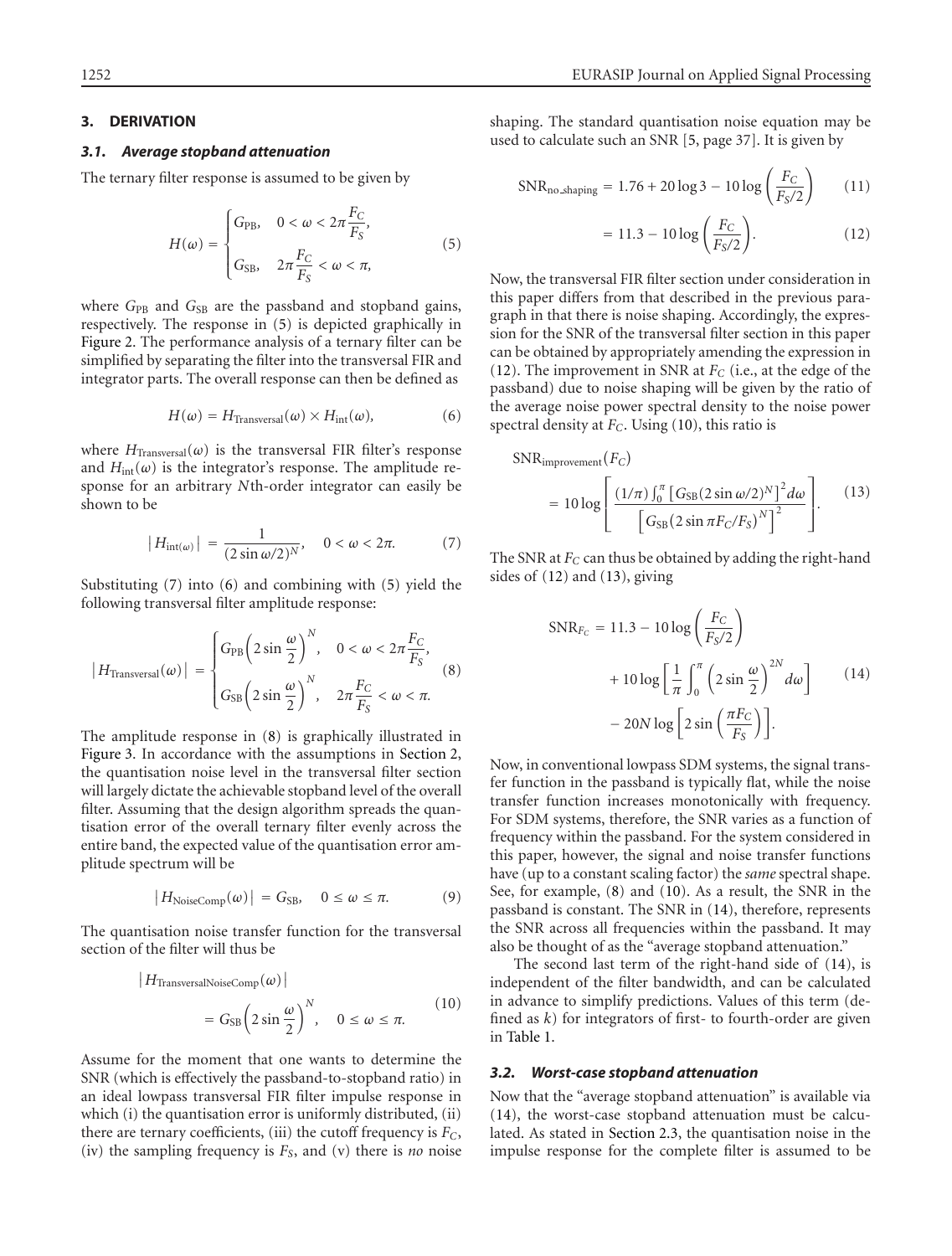## 3. DERIVATION

### 3.1. Average stopband attenuation

The ternary filter response is assumed to be given by

$$H(\omega) = \begin{cases} G_{\text{PB}}, & 0 < \omega < 2\pi \dfrac{F_C}{F_S}, \\[2ex] G_{\text{SB}}, & 2\pi \dfrac{F_C}{F_S} < \omega < \pi, \end{cases} \tag{5}$$

where $G_{\text{PB}}$ and $G_{\text{SB}}$ are the passband and stopband gains, respectively. The response in (5) is depicted graphically in Figure 2. The performance analysis of a ternary filter can be simplified by separating the filter into the transversal FIR and integrator parts. The overall response can then be defined as

$$H(\omega) = H_{\text{Transversal}}(\omega) \times H_{\text{int}}(\omega), \tag{6}$$

where $H_{\text{Transversal}}(\omega)$ is the transversal FIR filter's response and $H_{\text{int}}(\omega)$ is the integrator's response. The amplitude response for an arbitrary $N$th-order integrator can easily be shown to be

$$\left| H_{\text{int}(\omega)} \right| = \frac{1}{(2\sin \omega/2)^N}, \quad 0 < \omega < 2\pi. \tag{7}$$

Substituting (7) into (6) and combining with (5) yield the following transversal filter amplitude response:

$$\left| H_{\text{Transversal}}(\omega) \right| = \begin{cases} G_{\text{PB}}\left(2\sin \dfrac{\omega}{2}\right)^N, & 0 < \omega < 2\pi \dfrac{F_C}{F_S}, \\[2ex] G_{\text{SB}}\left(2\sin \dfrac{\omega}{2}\right)^N, & 2\pi \dfrac{F_C}{F_S} < \omega < \pi. \end{cases} \tag{8}$$

The amplitude response in (8) is graphically illustrated in Figure 3. In accordance with the assumptions in Section 2, the quantisation noise level in the transversal filter section will largely dictate the achievable stopband level of the overall filter. Assuming that the design algorithm spreads the quantisation error of the overall ternary filter evenly across the entire band, the expected value of the quantisation error amplitude spectrum will be

$$\left| H_{\text{NoiseComp}}(\omega) \right| = G_{\text{SB}}, \quad 0 \le \omega \le \pi. \tag{9}$$

The quantisation noise transfer function for the transversal section of the filter will thus be

$$\left| H_{\text{TransversalNoiseComp}}(\omega) \right| = G_{\text{SB}}\left(2\sin \frac{\omega}{2}\right)^N, \quad 0 \le \omega \le \pi. \tag{10}$$

Assume for the moment that one wants to determine the SNR (which is effectively the passband-to-stopband ratio) in an ideal lowpass transversal FIR filter impulse response in which (i) the quantisation error is uniformly distributed, (ii) there are ternary coefficients, (iii) the cutoff frequency is $F_C$, (iv) the sampling frequency is $F_S$, and (v) there is *no* noise shaping. The standard quantisation noise equation may be used to calculate such an SNR [5, page 37]. It is given by

$$\text{SNR}_{\text{no\_shaping}} = 1.76 + 20\log 3 - 10\log\left(\frac{F_C}{F_S/2}\right) \tag{11}$$

$$= 11.3 - 10\log\left(\frac{F_C}{F_S/2}\right). \tag{12}$$

Now, the transversal FIR filter section under consideration in this paper differs from that described in the previous paragraph in that there is noise shaping. Accordingly, the expression for the SNR of the transversal filter section in this paper can be obtained by appropriately amending the expression in (12). The improvement in SNR at $F_C$ (i.e., at the edge of the passband) due to noise shaping will be given by the ratio of the average noise power spectral density to the noise power spectral density at $F_C$. Using (10), this ratio is

$$\text{SNR}_{\text{improvement}}(F_C) = 10\log\left[\frac{(1/\pi)\int_0^{\pi}\left[G_{\text{SB}}(2\sin \omega/2)^N\right]^2 d\omega}{\left[G_{\text{SB}}(2\sin \pi F_C/F_S)^N\right]^2}\right]. \tag{13}$$

The SNR at $F_C$ can thus be obtained by adding the right-hand sides of (12) and (13), giving

$$\begin{aligned} \text{SNR}_{F_C} = {} & 11.3 - 10\log\left(\frac{F_C}{F_S/2}\right) \\ & + 10\log\left[\frac{1}{\pi}\int_0^{\pi}\left(2\sin \frac{\omega}{2}\right)^{2N} d\omega\right] \\ & - 20N\log\left[2\sin\left(\frac{\pi F_C}{F_S}\right)\right]. \end{aligned} \tag{14}$$

Now, in conventional lowpass SDM systems, the signal transfer function in the passband is typically flat, while the noise transfer function increases monotonically with frequency. For SDM systems, therefore, the SNR varies as a function of frequency within the passband. For the system considered in this paper, however, the signal and noise transfer functions have (up to a constant scaling factor) the *same* spectral shape. See, for example, (8) and (10). As a result, the SNR in the passband is constant. The SNR in (14), therefore, represents the SNR across all frequencies within the passband. It may also be thought of as the "average stopband attenuation."

The second last term of the right-hand side of (14), is independent of the filter bandwidth, and can be calculated in advance to simplify predictions. Values of this term (defined as $k$) for integrators of first- to fourth-order are given in Table 1.

### 3.2. Worst-case stopband attenuation

Now that the "average stopband attenuation" is available via (14), the worst-case stopband attenuation must be calculated. As stated in Section 2.3, the quantisation noise in the impulse response for the complete filter is assumed to be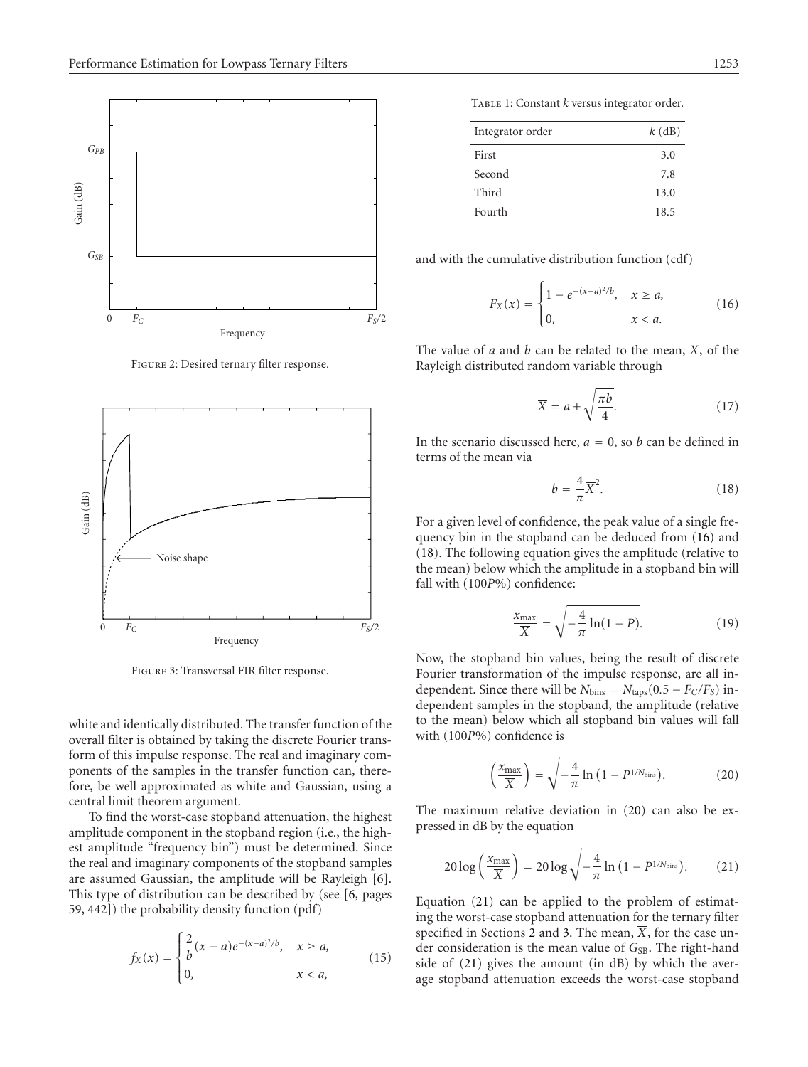Figure 2: Desired ternary filter response.

Figure 3: Transversal FIR filter response.

white and identically distributed. The transfer function of the overall filter is obtained by taking the discrete Fourier transform of this impulse response. The real and imaginary components of the samples in the transfer function can, therefore, be well approximated as white and Gaussian, using a central limit theorem argument.

To find the worst-case stopband attenuation, the highest amplitude component in the stopband region (i.e., the highest amplitude "frequency bin") must be determined. Since the real and imaginary components of the stopband samples are assumed Gaussian, the amplitude will be Rayleigh [6]. This type of distribution can be described by (see [6, pages 59, 442]) the probability density function (pdf)

$$f_X(x) = \begin{cases} \frac{2}{b}(x-a)e^{-(x-a)^2/b}, & x \geq a, \\ 0, & x < a, \end{cases} \tag{15}$$

Table 1: Constant $k$ versus integrator order.

| Integrator order | $k$ (dB) |
|---|---|
| First | 3.0 |
| Second | 7.8 |
| Third | 13.0 |
| Fourth | 18.5 |

and with the cumulative distribution function (cdf)

$$F_X(x) = \begin{cases} 1 - e^{-(x-a)^2/b}, & x \geq a, \\ 0, & x < a. \end{cases} \tag{16}$$

The value of $a$ and $b$ can be related to the mean, $\overline{X}$, of the Rayleigh distributed random variable through

$$\overline{X} = a + \sqrt{\frac{\pi b}{4}}. \tag{17}$$

In the scenario discussed here, $a = 0$, so $b$ can be defined in terms of the mean via

$$b = \frac{4}{\pi}\overline{X}^2. \tag{18}$$

For a given level of confidence, the peak value of a single frequency bin in the stopband can be deduced from (16) and (18). The following equation gives the amplitude (relative to the mean) below which the amplitude in a stopband bin will fall with ($100P$%) confidence:

$$\frac{x_{\max}}{\overline{X}} = \sqrt{-\frac{4}{\pi}\ln(1-P)}. \tag{19}$$

Now, the stopband bin values, being the result of discrete Fourier transformation of the impulse response, are all independent. Since there will be $N_{\text{bins}} = N_{\text{taps}}(0.5 - F_C/F_S)$ independent samples in the stopband, the amplitude (relative to the mean) below which all stopband bin values will fall with ($100P$%) confidence is

$$\left(\frac{x_{\max}}{\overline{X}}\right) = \sqrt{-\frac{4}{\pi}\ln\left(1 - P^{1/N_{\text{bins}}}\right)}. \tag{20}$$

The maximum relative deviation in (20) can also be expressed in dB by the equation

$$20\log\left(\frac{x_{\max}}{\overline{X}}\right) = 20\log\sqrt{-\frac{4}{\pi}\ln\left(1 - P^{1/N_{\text{bins}}}\right)}. \tag{21}$$

Equation (21) can be applied to the problem of estimating the worst-case stopband attenuation for the ternary filter specified in Sections 2 and 3. The mean, $\overline{X}$, for the case under consideration is the mean value of $G_{\text{SB}}$. The right-hand side of (21) gives the amount (in dB) by which the average stopband attenuation exceeds the worst-case stopband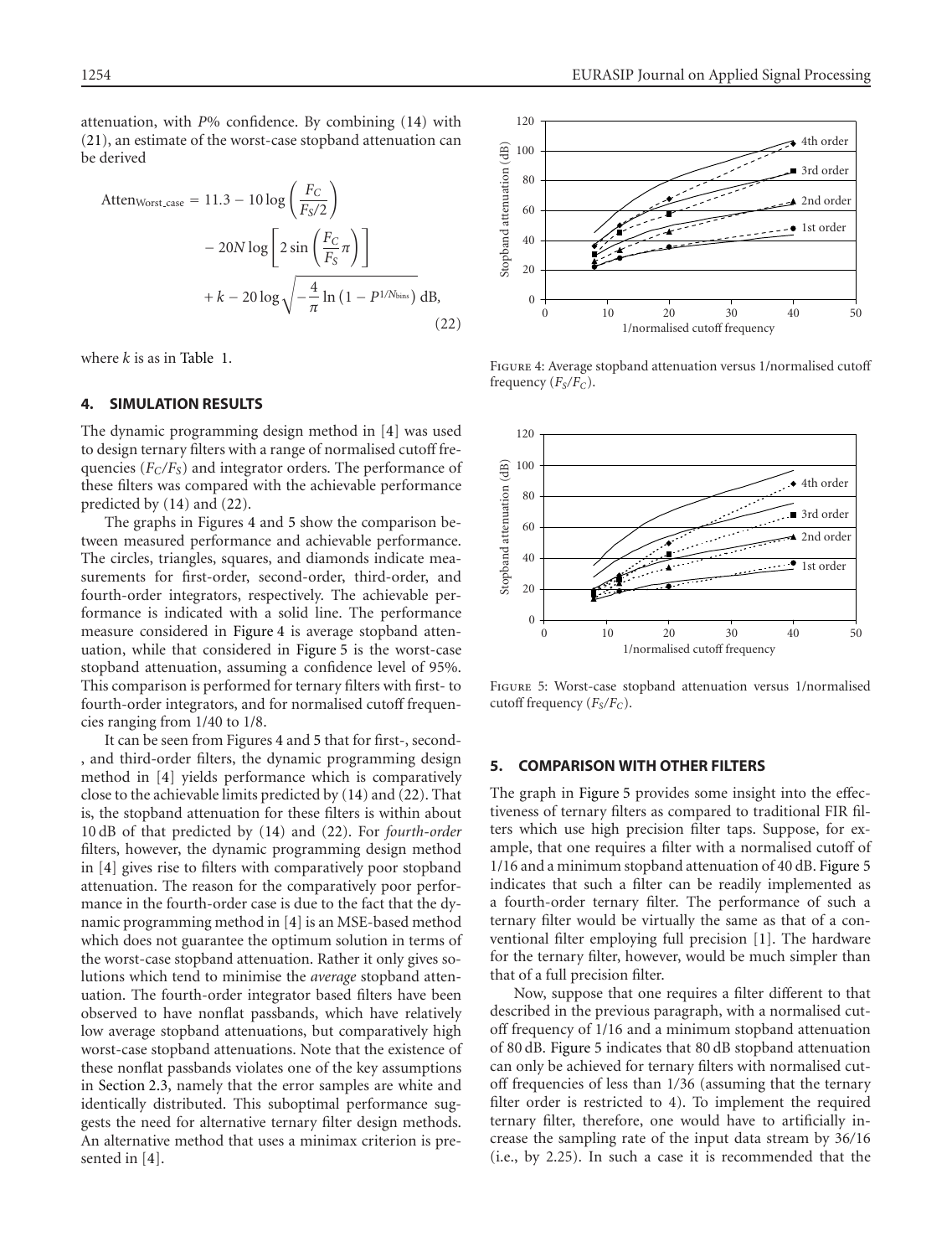attenuation, with $P$% confidence. By combining (14) with (21), an estimate of the worst-case stopband attenuation can be derived

$$\text{Atten}_{\text{Worst\_case}} = 11.3 - 10\log\left(\frac{F_C}{F_S/2}\right) - 20N\log\left[2\sin\left(\frac{F_C}{F_S}\pi\right)\right] + k - 20\log\sqrt{-\frac{4}{\pi}\ln\left(1-P^{1/N_{\text{bins}}}\right)}\ \text{dB}, \tag{22}$$

where $k$ is as in Table 1.

## 4. SIMULATION RESULTS

The dynamic programming design method in [4] was used to design ternary filters with a range of normalised cutoff frequencies ($F_C/F_S$) and integrator orders. The performance of these filters was compared with the achievable performance predicted by (14) and (22).

The graphs in Figures 4 and 5 show the comparison between measured performance and achievable performance. The circles, triangles, squares, and diamonds indicate measurements for first-order, second-order, third-order, and fourth-order integrators, respectively. The achievable performance is indicated with a solid line. The performance measure considered in Figure 4 is average stopband attenuation, while that considered in Figure 5 is the worst-case stopband attenuation, assuming a confidence level of 95%. This comparison is performed for ternary filters with first- to fourth-order integrators, and for normalised cutoff frequencies ranging from 1/40 to 1/8.

It can be seen from Figures 4 and 5 that for first-, second-, and third-order filters, the dynamic programming design method in [4] yields performance which is comparatively close to the achievable limits predicted by (14) and (22). That is, the stopband attenuation for these filters is within about 10 dB of that predicted by (14) and (22). For *fourth-order* filters, however, the dynamic programming design method in [4] gives rise to filters with comparatively poor stopband attenuation. The reason for the comparatively poor performance in the fourth-order case is due to the fact that the dynamic programming method in [4] is an MSE-based method which does not guarantee the optimum solution in terms of the worst-case stopband attenuation. Rather it only gives solutions which tend to minimise the *average* stopband attenuation. The fourth-order integrator based filters have been observed to have nonflat passbands, which have relatively low average stopband attenuations, but comparatively high worst-case stopband attenuations. Note that the existence of these nonflat passbands violates one of the key assumptions in Section 2.3, namely that the error samples are white and identically distributed. This suboptimal performance suggests the need for alternative ternary filter design methods. An alternative method that uses a minimax criterion is presented in [4].

Figure 4: Average stopband attenuation versus 1/normalised cutoff frequency ($F_S/F_C$).

Figure 5: Worst-case stopband attenuation versus 1/normalised cutoff frequency ($F_S/F_C$).

## 5. COMPARISON WITH OTHER FILTERS

The graph in Figure 5 provides some insight into the effectiveness of ternary filters as compared to traditional FIR filters which use high precision filter taps. Suppose, for example, that one requires a filter with a normalised cutoff of 1/16 and a minimum stopband attenuation of 40 dB. Figure 5 indicates that such a filter can be readily implemented as a fourth-order ternary filter. The performance of such a ternary filter would be virtually the same as that of a conventional filter employing full precision [1]. The hardware for the ternary filter, however, would be much simpler than that of a full precision filter.

Now, suppose that one requires a filter different to that described in the previous paragraph, with a normalised cutoff frequency of 1/16 and a minimum stopband attenuation of 80 dB. Figure 5 indicates that 80 dB stopband attenuation can only be achieved for ternary filters with normalised cutoff frequencies of less than 1/36 (assuming that the ternary filter order is restricted to 4). To implement the required ternary filter, therefore, one would have to artificially increase the sampling rate of the input data stream by 36/16 (i.e., by 2.25). In such a case it is recommended that the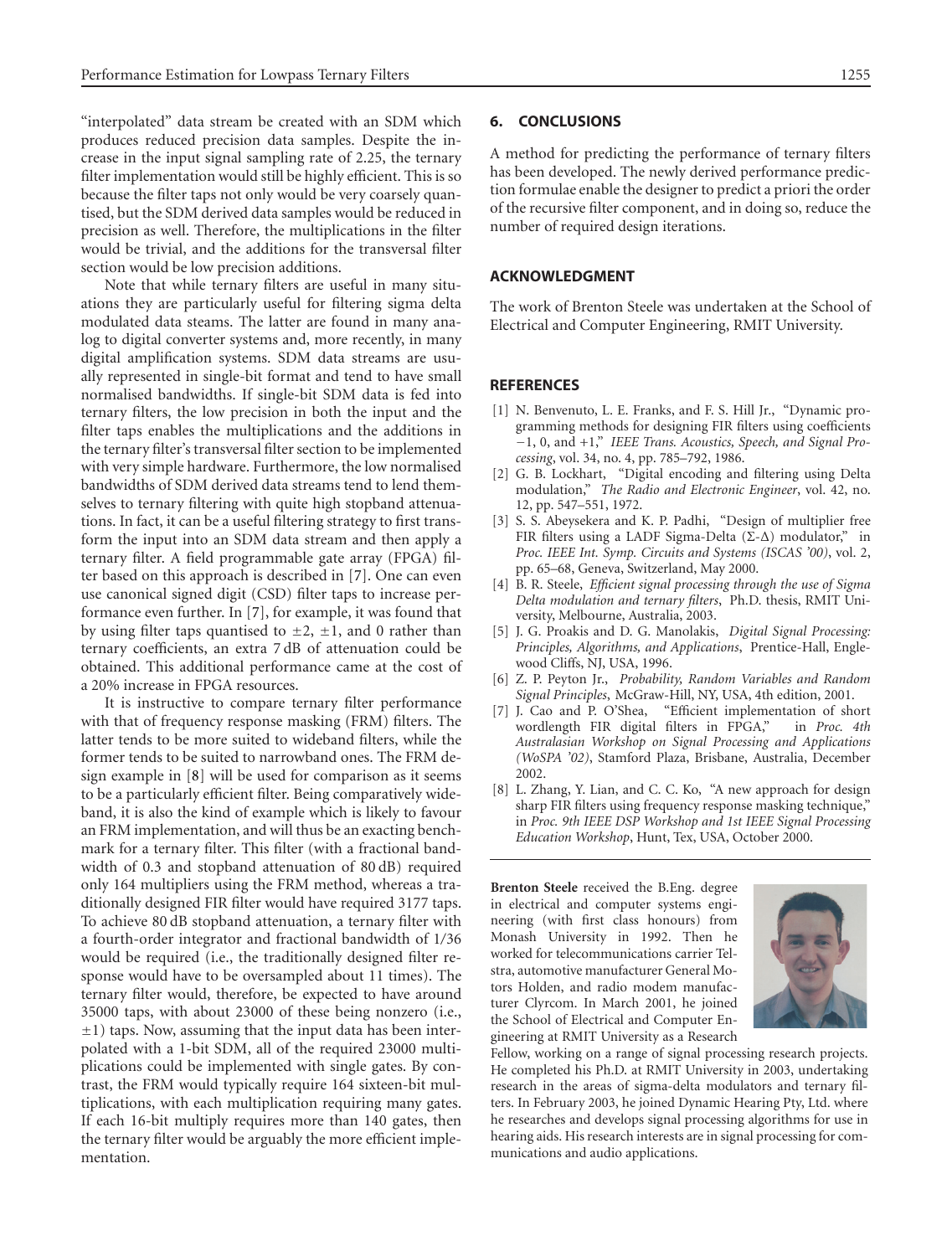"interpolated" data stream be created with an SDM which produces reduced precision data samples. Despite the increase in the input signal sampling rate of 2.25, the ternary filter implementation would still be highly efficient. This is so because the filter taps not only would be very coarsely quantised, but the SDM derived data samples would be reduced in precision as well. Therefore, the multiplications in the filter would be trivial, and the additions for the transversal filter section would be low precision additions.

Note that while ternary filters are useful in many situations they are particularly useful for filtering sigma delta modulated data steams. The latter are found in many analog to digital converter systems and, more recently, in many digital amplification systems. SDM data streams are usually represented in single-bit format and tend to have small normalised bandwidths. If single-bit SDM data is fed into ternary filters, the low precision in both the input and the filter taps enables the multiplications and the additions in the ternary filter's transversal filter section to be implemented with very simple hardware. Furthermore, the low normalised bandwidths of SDM derived data streams tend to lend themselves to ternary filtering with quite high stopband attenuations. In fact, it can be a useful filtering strategy to first transform the input into an SDM data stream and then apply a ternary filter. A field programmable gate array (FPGA) filter based on this approach is described in [7]. One can even use canonical signed digit (CSD) filter taps to increase performance even further. In [7], for example, it was found that by using filter taps quantised to $\pm 2$, $\pm 1$, and 0 rather than ternary coefficients, an extra 7 dB of attenuation could be obtained. This additional performance came at the cost of a 20% increase in FPGA resources.

It is instructive to compare ternary filter performance with that of frequency response masking (FRM) filters. The latter tends to be more suited to wideband filters, while the former tends to be suited to narrowband ones. The FRM design example in [8] will be used for comparison as it seems to be a particularly efficient filter. Being comparatively wideband, it is also the kind of example which is likely to favour an FRM implementation, and will thus be an exacting benchmark for a ternary filter. This filter (with a fractional bandwidth of 0.3 and stopband attenuation of 80 dB) required only 164 multipliers using the FRM method, whereas a traditionally designed FIR filter would have required 3177 taps. To achieve 80 dB stopband attenuation, a ternary filter with a fourth-order integrator and fractional bandwidth of 1/36 would be required (i.e., the traditionally designed filter response would have to be oversampled about 11 times). The ternary filter would, therefore, be expected to have around 35000 taps, with about 23000 of these being nonzero (i.e., $\pm 1$) taps. Now, assuming that the input data has been interpolated with a 1-bit SDM, all of the required 23000 multiplications could be implemented with single gates. By contrast, the FRM would typically require 164 sixteen-bit multiplications, with each multiplication requiring many gates. If each 16-bit multiply requires more than 140 gates, then the ternary filter would be arguably the more efficient implementation.

## 6. CONCLUSIONS

A method for predicting the performance of ternary filters has been developed. The newly derived performance prediction formulae enable the designer to predict a priori the order of the recursive filter component, and in doing so, reduce the number of required design iterations.

## ACKNOWLEDGMENT

The work of Brenton Steele was undertaken at the School of Electrical and Computer Engineering, RMIT University.

## REFERENCES

[1] N. Benvenuto, L. E. Franks, and F. S. Hill Jr., "Dynamic programming methods for designing FIR filters using coefficients −1, 0, and +1," *IEEE Trans. Acoustics, Speech, and Signal Processing*, vol. 34, no. 4, pp. 785–792, 1986.

[2] G. B. Lockhart, "Digital encoding and filtering using Delta modulation," *The Radio and Electronic Engineer*, vol. 42, no. 12, pp. 547–551, 1972.

[3] S. S. Abeysekera and K. P. Padhi, "Design of multiplier free FIR filters using a LADF Sigma-Delta ($\Sigma$-$\Delta$) modulator," in *Proc. IEEE Int. Symp. Circuits and Systems (ISCAS '00)*, vol. 2, pp. 65–68, Geneva, Switzerland, May 2000.

[4] B. R. Steele, *Efficient signal processing through the use of Sigma Delta modulation and ternary filters*, Ph.D. thesis, RMIT University, Melbourne, Australia, 2003.

[5] J. G. Proakis and D. G. Manolakis, *Digital Signal Processing: Principles, Algorithms, and Applications*, Prentice-Hall, Englewood Cliffs, NJ, USA, 1996.

[6] Z. P. Peyton Jr., *Probability, Random Variables and Random Signal Principles*, McGraw-Hill, NY, USA, 4th edition, 2001.

[7] J. Cao and P. O'Shea, "Efficient implementation of short wordlength FIR digital filters in FPGA," in *Proc. 4th Australasian Workshop on Signal Processing and Applications (WoSPA '02)*, Stamford Plaza, Brisbane, Australia, December 2002.

[8] L. Zhang, Y. Lian, and C. C. Ko, "A new approach for design sharp FIR filters using frequency response masking technique," in *Proc. 9th IEEE DSP Workshop and 1st IEEE Signal Processing Education Workshop*, Hunt, Tex, USA, October 2000.

**Brenton Steele** received the B.Eng. degree in electrical and computer systems engineering (with first class honours) from Monash University in 1992. Then he worked for telecommunications carrier Telstra, automotive manufacturer General Motors Holden, and radio modem manufacturer Clyrcom. In March 2001, he joined the School of Electrical and Computer Engineering at RMIT University as a Research Fellow, working on a range of signal processing research projects. He completed his Ph.D. at RMIT University in 2003, undertaking research in the areas of sigma-delta modulators and ternary filters. In February 2003, he joined Dynamic Hearing Pty, Ltd. where he researches and develops signal processing algorithms for use in hearing aids. His research interests are in signal processing for communications and audio applications.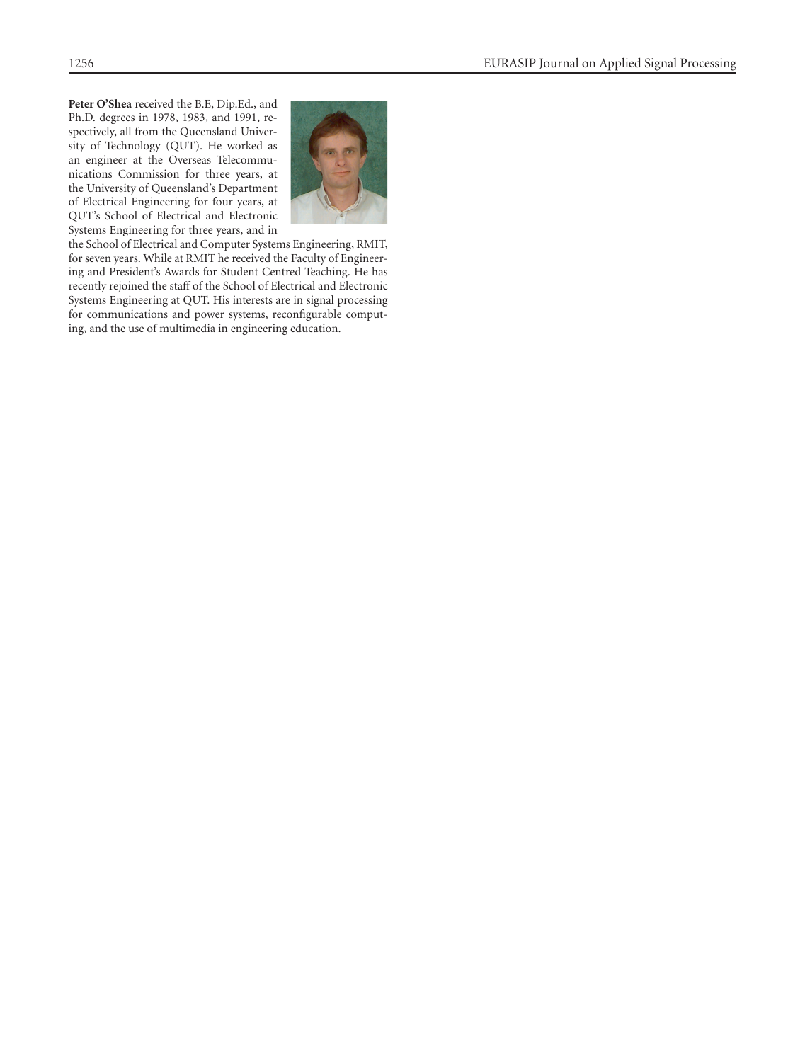**Peter O'Shea** received the B.E, Dip.Ed., and Ph.D. degrees in 1978, 1983, and 1991, respectively, all from the Queensland University of Technology (QUT). He worked as an engineer at the Overseas Telecommunications Commission for three years, at the University of Queensland's Department of Electrical Engineering for four years, at QUT's School of Electrical and Electronic Systems Engineering for three years, and in the School of Electrical and Computer Systems Engineering, RMIT, for seven years. While at RMIT he received the Faculty of Engineering and President's Awards for Student Centred Teaching. He has recently rejoined the staff of the School of Electrical and Electronic Systems Engineering at QUT. His interests are in signal processing for communications and power systems, reconfigurable computing, and the use of multimedia in engineering education.